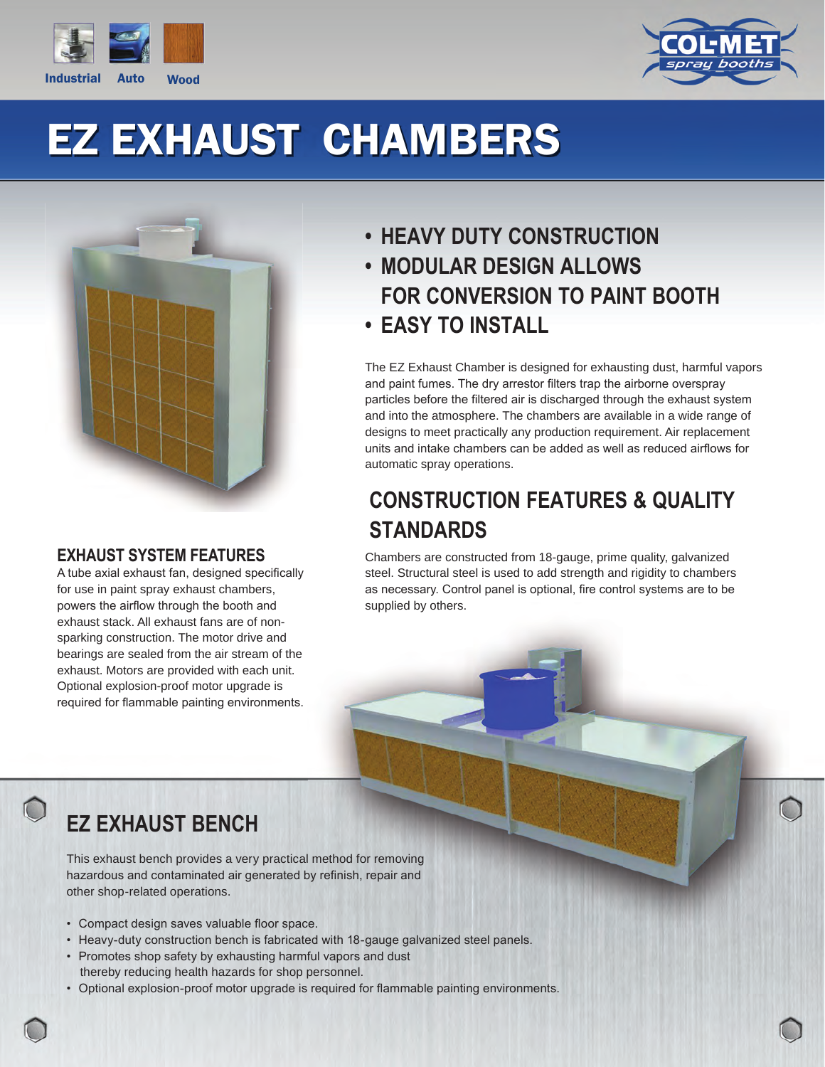Industrial Auto Wood

COL-MET spray booths

# EZ EXHAUST CHAMBERS

- **HEAVY DUTY CONSTRUCTION**
- **MODULAR DESIGN ALLOWS FOR CONVERSION TO PAINT BOOTH**
- **EASY TO INSTALL**

The EZ Exhaust Chamber is designed for exhausting dust, harmful vapors and paint fumes. The dry arrestor filters trap the airborne overspray particles before the filtered air is discharged through the exhaust system and into the atmosphere. The chambers are available in a wide range of designs to meet practically any production requirement. Air replacement units and intake chambers can be added as well as reduced airflows for automatic spray operations.

## CONSTRUCTION FEATURES & QUALITY STANDARDS

Chambers are constructed from 18-gauge, prime quality, galvanized steel. Structural steel is used to add strength and rigidity to chambers as necessary. Control panel is optional, fire control systems are to be supplied by others.

## EXHAUST SYSTEM FEATURES

A tube axial exhaust fan, designed specifically for use in paint spray exhaust chambers, powers the airflow through the booth and exhaust stack. All exhaust fans are of non-sparking construction. The motor drive and bearings are sealed from the air stream of the exhaust. Motors are provided with each unit. Optional explosion-proof motor upgrade is required for flammable painting environments.

## EZ EXHAUST BENCH

This exhaust bench provides a very practical method for removing hazardous and contaminated air generated by refinish, repair and other shop-related operations.

- Compact design saves valuable floor space.
- Heavy-duty construction bench is fabricated with 18-gauge galvanized steel panels.
- Promotes shop safety by exhausting harmful vapors and dust thereby reducing health hazards for shop personnel.
- Optional explosion-proof motor upgrade is required for flammable painting environments.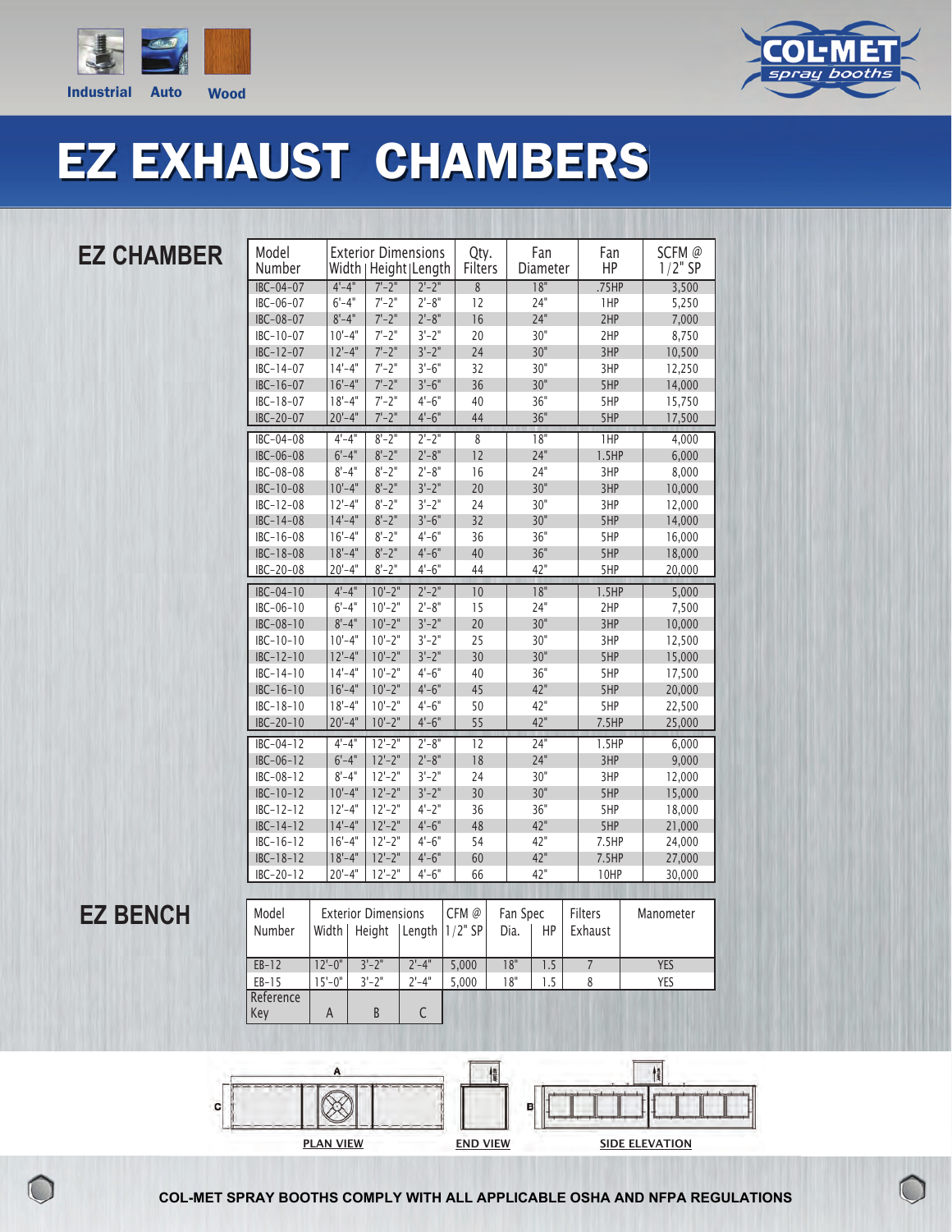Industrial Auto Wood

COL-MET spray booths

# EZ EXHAUST CHAMBERS

## EZ CHAMBER

| Model Number | Exterior Dimensions Width | Height | Length | Qty. Filters | Fan Diameter | Fan HP | SCFM @ 1/2" SP |
|---|---|---|---|---|---|---|---|
| IBC-04-07 | 4'-4" | 7'-2" | 2'-2" | 8 | 18" | .75HP | 3,500 |
| IBC-06-07 | 6'-4" | 7'-2" | 2'-8" | 12 | 24" | 1HP | 5,250 |
| IBC-08-07 | 8'-4" | 7'-2" | 2'-8" | 16 | 24" | 2HP | 7,000 |
| IBC-10-07 | 10'-4" | 7'-2" | 3'-2" | 20 | 30" | 2HP | 8,750 |
| IBC-12-07 | 12'-4" | 7'-2" | 3'-2" | 24 | 30" | 3HP | 10,500 |
| IBC-14-07 | 14'-4" | 7'-2" | 3'-6" | 32 | 30" | 3HP | 12,250 |
| IBC-16-07 | 16'-4" | 7'-2" | 3'-6" | 36 | 30" | 5HP | 14,000 |
| IBC-18-07 | 18'-4" | 7'-2" | 4'-6" | 40 | 36" | 5HP | 15,750 |
| IBC-20-07 | 20'-4" | 7'-2" | 4'-6" | 44 | 36" | 5HP | 17,500 |
| IBC-04-08 | 4'-4" | 8'-2" | 2'-2" | 8 | 18" | 1HP | 4,000 |
| IBC-06-08 | 6'-4" | 8'-2" | 2'-8" | 12 | 24" | 1.5HP | 6,000 |
| IBC-08-08 | 8'-4" | 8'-2" | 2'-8" | 16 | 24" | 3HP | 8,000 |
| IBC-10-08 | 10'-4" | 8'-2" | 3'-2" | 20 | 30" | 3HP | 10,000 |
| IBC-12-08 | 12'-4" | 8'-2" | 3'-2" | 24 | 30" | 3HP | 12,000 |
| IBC-14-08 | 14'-4" | 8'-2" | 3'-6" | 32 | 30" | 5HP | 14,000 |
| IBC-16-08 | 16'-4" | 8'-2" | 4'-6" | 36 | 36" | 5HP | 16,000 |
| IBC-18-08 | 18'-4" | 8'-2" | 4'-6" | 40 | 36" | 5HP | 18,000 |
| IBC-20-08 | 20'-4" | 8'-2" | 4'-6" | 44 | 42" | 5HP | 20,000 |
| IBC-04-10 | 4'-4" | 10'-2" | 2'-2" | 10 | 18" | 1.5HP | 5,000 |
| IBC-06-10 | 6'-4" | 10'-2" | 2'-8" | 15 | 24" | 2HP | 7,500 |
| IBC-08-10 | 8'-4" | 10'-2" | 3'-2" | 20 | 30" | 3HP | 10,000 |
| IBC-10-10 | 10'-4" | 10'-2" | 3'-2" | 25 | 30" | 3HP | 12,500 |
| IBC-12-10 | 12'-4" | 10'-2" | 3'-2" | 30 | 30" | 5HP | 15,000 |
| IBC-14-10 | 14'-4" | 10'-2" | 4'-6" | 40 | 36" | 5HP | 17,500 |
| IBC-16-10 | 16'-4" | 10'-2" | 4'-6" | 45 | 42" | 5HP | 20,000 |
| IBC-18-10 | 18'-4" | 10'-2" | 4'-6" | 50 | 42" | 5HP | 22,500 |
| IBC-20-10 | 20'-4" | 10'-2" | 4'-6" | 55 | 42" | 7.5HP | 25,000 |
| IBC-04-12 | 4'-4" | 12'-2" | 2'-8" | 12 | 24" | 1.5HP | 6,000 |
| IBC-06-12 | 6'-4" | 12'-2" | 2'-8" | 18 | 24" | 3HP | 9,000 |
| IBC-08-12 | 8'-4" | 12'-2" | 3'-2" | 24 | 30" | 3HP | 12,000 |
| IBC-10-12 | 10'-4" | 12'-2" | 3'-2" | 30 | 30" | 5HP | 15,000 |
| IBC-12-12 | 12'-4" | 12'-2" | 4'-2" | 36 | 36" | 5HP | 18,000 |
| IBC-14-12 | 14'-4" | 12'-2" | 4'-6" | 48 | 42" | 5HP | 21,000 |
| IBC-16-12 | 16'-4" | 12'-2" | 4'-6" | 54 | 42" | 7.5HP | 24,000 |
| IBC-18-12 | 18'-4" | 12'-2" | 4'-6" | 60 | 42" | 7.5HP | 27,000 |
| IBC-20-12 | 20'-4" | 12'-2" | 4'-6" | 66 | 42" | 10HP | 30,000 |

## EZ BENCH

| Model Number | Exterior Dimensions Width | Height | Length | CFM @ 1/2" SP | Fan Spec Dia. | HP | Filters Exhaust | Manometer |
|---|---|---|---|---|---|---|---|---|
| EB-12 | 12'-0" | 3'-2" | 2'-4" | 5,000 | 18" | 1.5 | 7 | YES |
| EB-15 | 15'-0" | 3'-2" | 2'-4" | 5,000 | 18" | 1.5 | 8 | YES |
| Reference Key | A | B | C | | | | | |

A

C

B

PLAN VIEW

END VIEW

SIDE ELEVATION

COL-MET SPRAY BOOTHS COMPLY WITH ALL APPLICABLE OSHA AND NFPA REGULATIONS